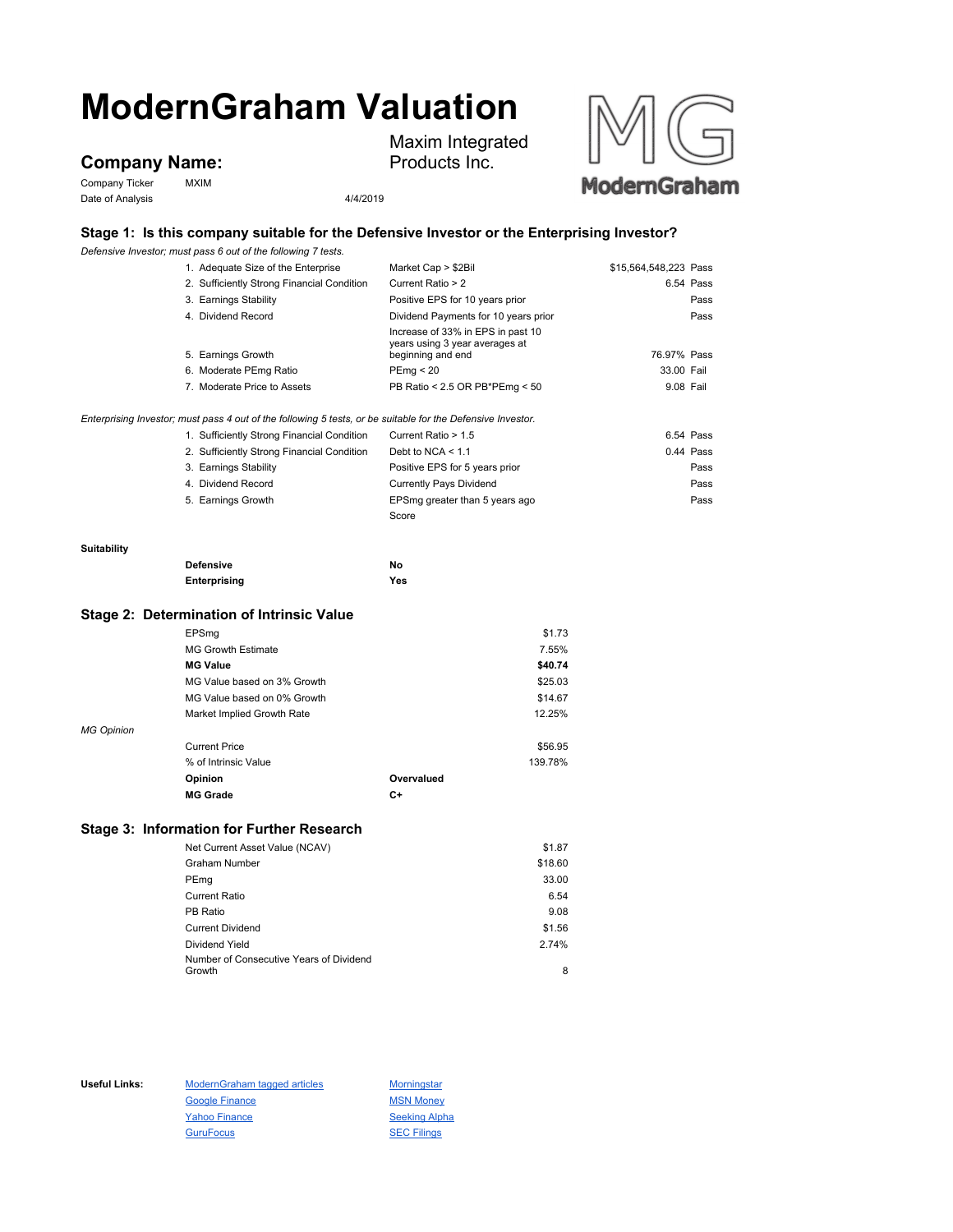# ModernGraham Valuation

## Company Name:

Maxim Integrated Products Inc.

Company Ticker: MXIM

Date of Analysis: 4/4/2019

### Stage 1: Is this company suitable for the Defensive Investor or the Enterprising Investor?

*Defensive Investor; must pass 6 out of the following 7 tests.*

| Test | Criteria | Value | Result |
|---|---|---|---|
| 1. Adequate Size of the Enterprise | Market Cap > $2Bil | $15,564,548,223 | Pass |
| 2. Sufficiently Strong Financial Condition | Current Ratio > 2 | 6.54 | Pass |
| 3. Earnings Stability | Positive EPS for 10 years prior | | Pass |
| 4. Dividend Record | Dividend Payments for 10 years prior | | Pass |
| 5. Earnings Growth | Increase of 33% in EPS in past 10 years using 3 year averages at beginning and end | 76.97% | Pass |
| 6. Moderate PEmg Ratio | PEmg < 20 | 33.00 | Fail |
| 7. Moderate Price to Assets | PB Ratio < 2.5 OR PB*PEmg < 50 | 9.08 | Fail |

*Enterprising Investor; must pass 4 out of the following 5 tests, or be suitable for the Defensive Investor.*

| Test | Criteria | Value | Result |
|---|---|---|---|
| 1. Sufficiently Strong Financial Condition | Current Ratio > 1.5 | 6.54 | Pass |
| 2. Sufficiently Strong Financial Condition | Debt to NCA < 1.1 | 0.44 | Pass |
| 3. Earnings Stability | Positive EPS for 5 years prior | | Pass |
| 4. Dividend Record | Currently Pays Dividend | | Pass |
| 5. Earnings Growth | EPSmg greater than 5 years ago | | Pass |
| | Score | | |

**Suitability**

| | |
|---|---|
| **Defensive** | **No** |
| **Enterprising** | **Yes** |

### Stage 2: Determination of Intrinsic Value

| | | |
|---|---|---|
| EPSmg | | $1.73 |
| MG Growth Estimate | | 7.55% |
| **MG Value** | | **$40.74** |
| MG Value based on 3% Growth | | $25.03 |
| MG Value based on 0% Growth | | $14.67 |
| Market Implied Growth Rate | | 12.25% |

*MG Opinion*

| | | |
|---|---|---|
| Current Price | | $56.95 |
| % of Intrinsic Value | | 139.78% |
| **Opinion** | **Overvalued** | |
| **MG Grade** | **C+** | |

### Stage 3: Information for Further Research

| | |
|---|---|
| Net Current Asset Value (NCAV) | $1.87 |
| Graham Number | $18.60 |
| PEmg | 33.00 |
| Current Ratio | 6.54 |
| PB Ratio | 9.08 |
| Current Dividend | $1.56 |
| Dividend Yield | 2.74% |
| Number of Consecutive Years of Dividend Growth | 8 |

**Useful Links:**

- ModernGraham tagged articles
- Google Finance
- Yahoo Finance
- GuruFocus
- Morningstar
- MSN Money
- Seeking Alpha
- SEC Filings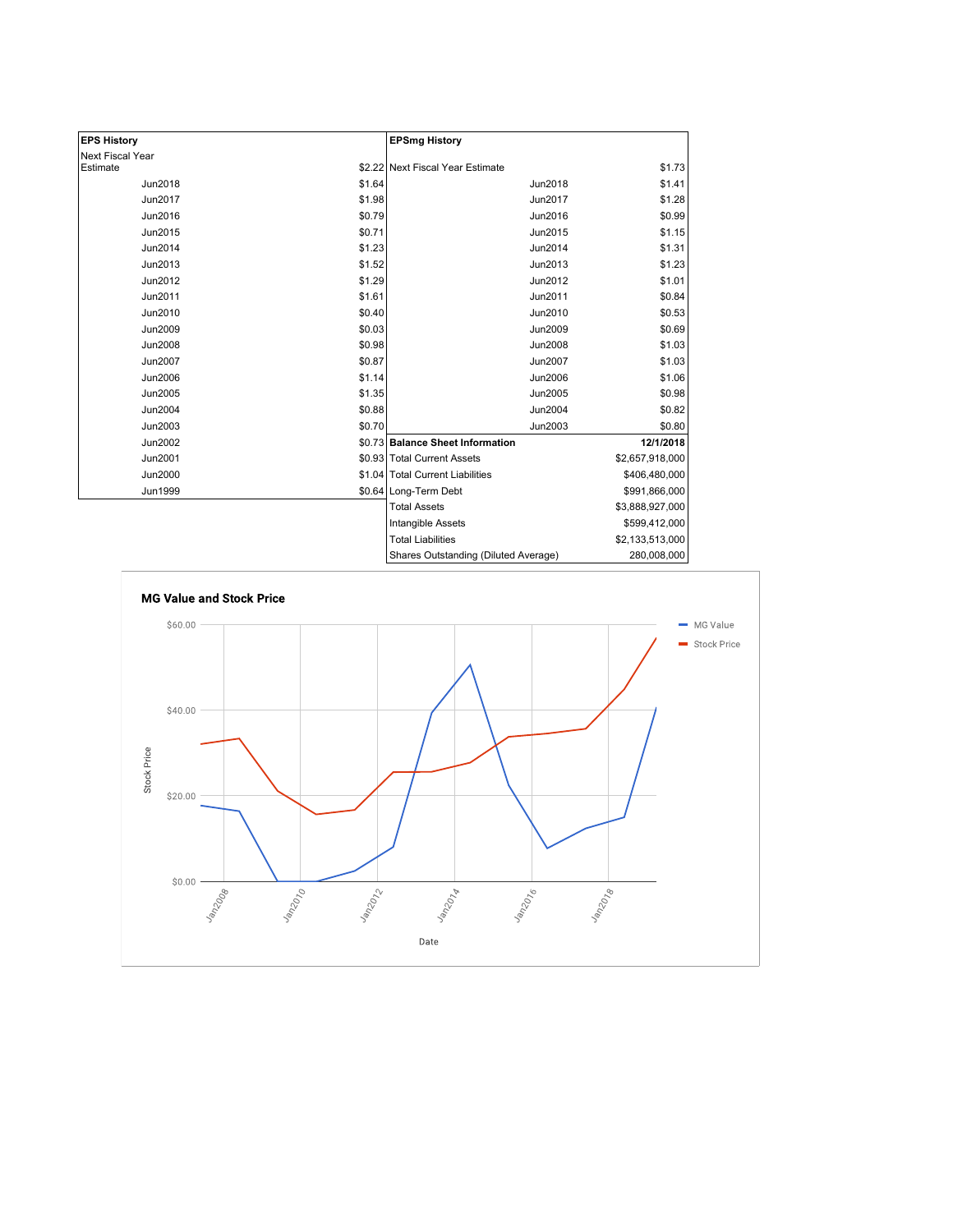| EPS History | |
|---|---|
| Next Fiscal Year Estimate | $2.22 |
| Jun2018 | $1.64 |
| Jun2017 | $1.98 |
| Jun2016 | $0.79 |
| Jun2015 | $0.71 |
| Jun2014 | $1.23 |
| Jun2013 | $1.52 |
| Jun2012 | $1.29 |
| Jun2011 | $1.61 |
| Jun2010 | $0.40 |
| Jun2009 | $0.03 |
| Jun2008 | $0.98 |
| Jun2007 | $0.87 |
| Jun2006 | $1.14 |
| Jun2005 | $1.35 |
| Jun2004 | $0.88 |
| Jun2003 | $0.70 |
| Jun2002 | $0.73 |
| Jun2001 | $0.93 |
| Jun2000 | $1.04 |
| Jun1999 | $0.64 |

| EPSmg History | |
|---|---|
| Next Fiscal Year Estimate | $1.73 |
| Jun2018 | $1.41 |
| Jun2017 | $1.28 |
| Jun2016 | $0.99 |
| Jun2015 | $1.15 |
| Jun2014 | $1.31 |
| Jun2013 | $1.23 |
| Jun2012 | $1.01 |
| Jun2011 | $0.84 |
| Jun2010 | $0.53 |
| Jun2009 | $0.69 |
| Jun2008 | $1.03 |
| Jun2007 | $1.03 |
| Jun2006 | $1.06 |
| Jun2005 | $0.98 |
| Jun2004 | $0.82 |
| Jun2003 | $0.80 |

| Balance Sheet Information | 12/1/2018 |
|---|---|
| Total Current Assets | $2,657,918,000 |
| Total Current Liabilities | $406,480,000 |
| Long-Term Debt | $991,866,000 |
| Total Assets | $3,888,927,000 |
| Intangible Assets | $599,412,000 |
| Total Liabilities | $2,133,513,000 |
| Shares Outstanding (Diluted Average) | 280,008,000 |

**MG Value and Stock Price**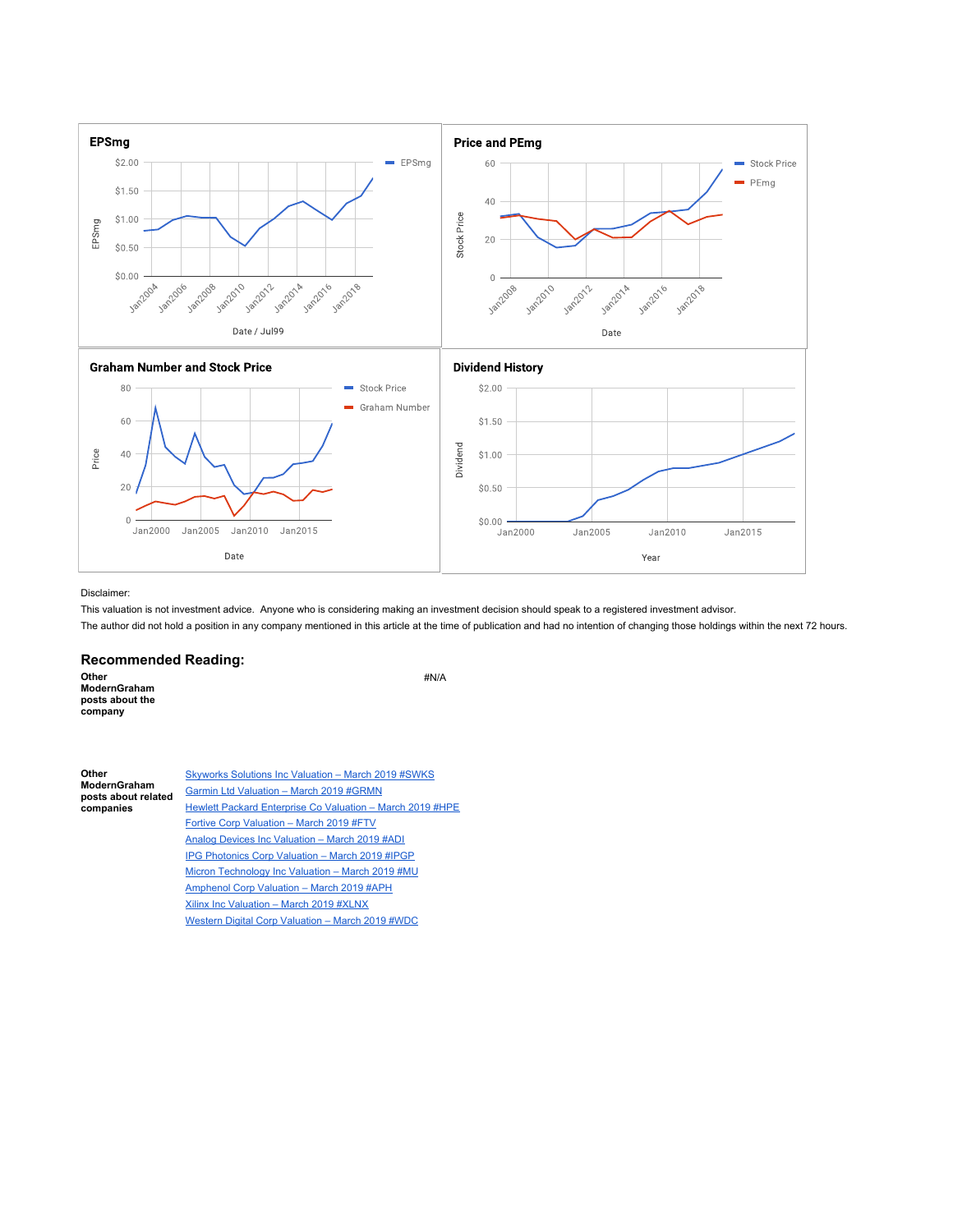### EPSmg

$2.00
$1.50
$1.00
$0.50
$0.00

EPSmg

Jan2004 Jan2006 Jan2008 Jan2010 Jan2012 Jan2014 Jan2016 Jan2018

Date / Jul99

EPSmg

### Price and PEmg

60
40
20
0

Stock Price

Jan2008 Jan2010 Jan2012 Jan2014 Jan2016 Jan2018

Date

Stock Price
PEmg

### Graham Number and Stock Price

80
60
40
20
0

Price

Jan2000 Jan2005 Jan2010 Jan2015

Date

Stock Price
Graham Number

### Dividend History

$2.00
$1.50
$1.00
$0.50
$0.00

Dividend

Jan2000 Jan2005 Jan2010 Jan2015

Year

Disclaimer:

This valuation is not investment advice. Anyone who is considering making an investment decision should speak to a registered investment advisor.

The author did not hold a position in any company mentioned in this article at the time of publication and had no intention of changing those holdings within the next 72 hours.

## Recommended Reading:

| | |
|---|---|
| **Other ModernGraham posts about the company** | #N/A |
| **Other ModernGraham posts about related companies** | Skyworks Solutions Inc Valuation – March 2019 #SWKS<br>Garmin Ltd Valuation – March 2019 #GRMN<br>Hewlett Packard Enterprise Co Valuation – March 2019 #HPE<br>Fortive Corp Valuation – March 2019 #FTV<br>Analog Devices Inc Valuation – March 2019 #ADI<br>IPG Photonics Corp Valuation – March 2019 #IPGP<br>Micron Technology Inc Valuation – March 2019 #MU<br>Amphenol Corp Valuation – March 2019 #APH<br>Xilinx Inc Valuation – March 2019 #XLNX<br>Western Digital Corp Valuation – March 2019 #WDC |